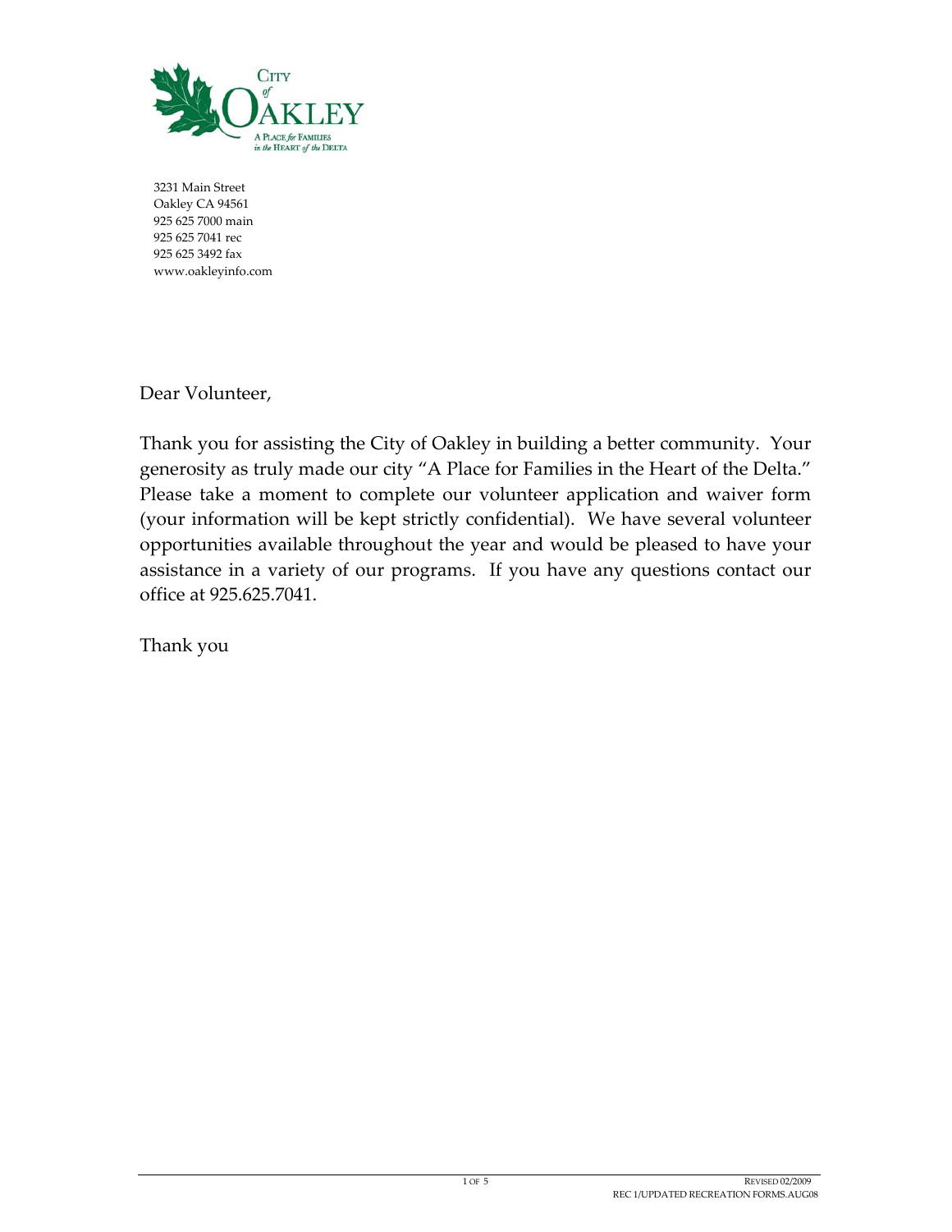City of Oakley

A Place for Families in the Heart of the Delta

3231 Main Street
Oakley CA 94561
925 625 7000 main
925 625 7041 rec
925 625 3492 fax
www.oakleyinfo.com

Dear Volunteer,

Thank you for assisting the City of Oakley in building a better community. Your generosity as truly made our city "A Place for Families in the Heart of the Delta." Please take a moment to complete our volunteer application and waiver form (your information will be kept strictly confidential). We have several volunteer opportunities available throughout the year and would be pleased to have your assistance in a variety of our programs. If you have any questions contact our office at 925.625.7041.

Thank you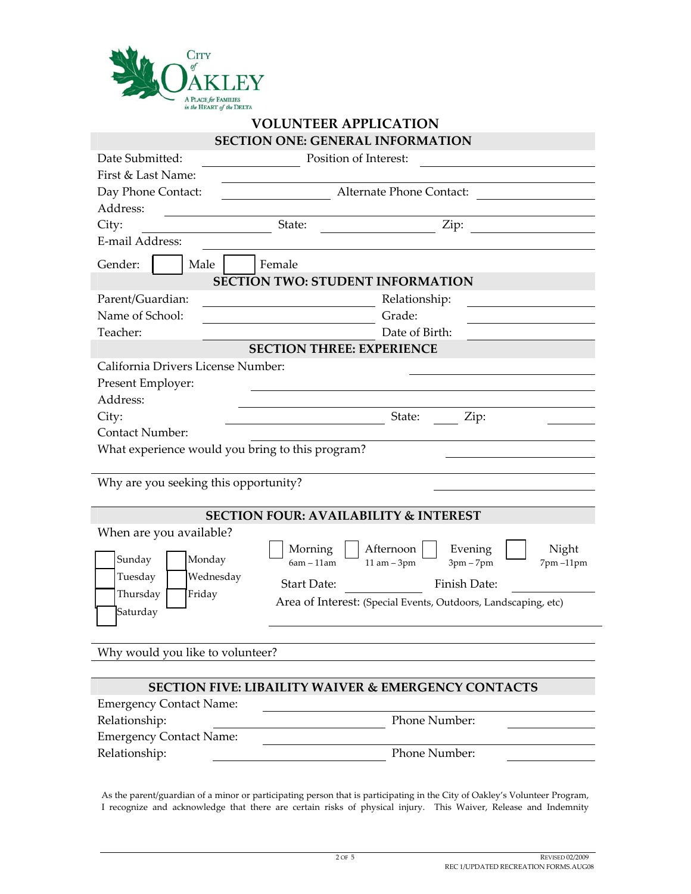City of Oakley
A Place for Families in the Heart of the Delta

# VOLUNTEER APPLICATION

## SECTION ONE: GENERAL INFORMATION

Date Submitted: ______________ Position of Interest: ______________

First & Last Name: ______________

Day Phone Contact: ______________ Alternate Phone Contact: ______________

Address: ______________

City: ______________ State: ______________ Zip: ______________

E-mail Address: ______________

Gender: ☐ Male ☐ Female

## SECTION TWO: STUDENT INFORMATION

Parent/Guardian: ______________ Relationship: ______________

Name of School: ______________ Grade: ______________

Teacher: ______________ Date of Birth: ______________

## SECTION THREE: EXPERIENCE

California Drivers License Number: ______________

Present Employer: ______________

Address: ______________

City: ______________ State: ______ Zip: ______

Contact Number: ______________

What experience would you bring to this program? ______________

______________

Why are you seeking this opportunity? ______________

______________

## SECTION FOUR: AVAILABILITY & INTEREST

When are you available?

☐ Sunday ☐ Monday
☐ Tuesday ☐ Wednesday
☐ Thursday ☐ Friday
☐ Saturday

☐ Morning 6am – 11am ☐ Afternoon 11 am – 3pm ☐ Evening 3pm – 7pm ☐ Night 7pm –11pm

Start Date: ______________ Finish Date: ______________

Area of Interest: (Special Events, Outdoors, Landscaping, etc)

______________

Why would you like to volunteer? ______________

______________

## SECTION FIVE: LIBAILITY WAIVER & EMERGENCY CONTACTS

Emergency Contact Name: ______________

Relationship: ______________ Phone Number: ______________

Emergency Contact Name: ______________

Relationship: ______________ Phone Number: ______________

As the parent/guardian of a minor or participating person that is participating in the City of Oakley's Volunteer Program, I recognize and acknowledge that there are certain risks of physical injury. This Waiver, Release and Indemnity

REVISED 02/2009
REC 1/UPDATED RECREATION FORMS.AUG08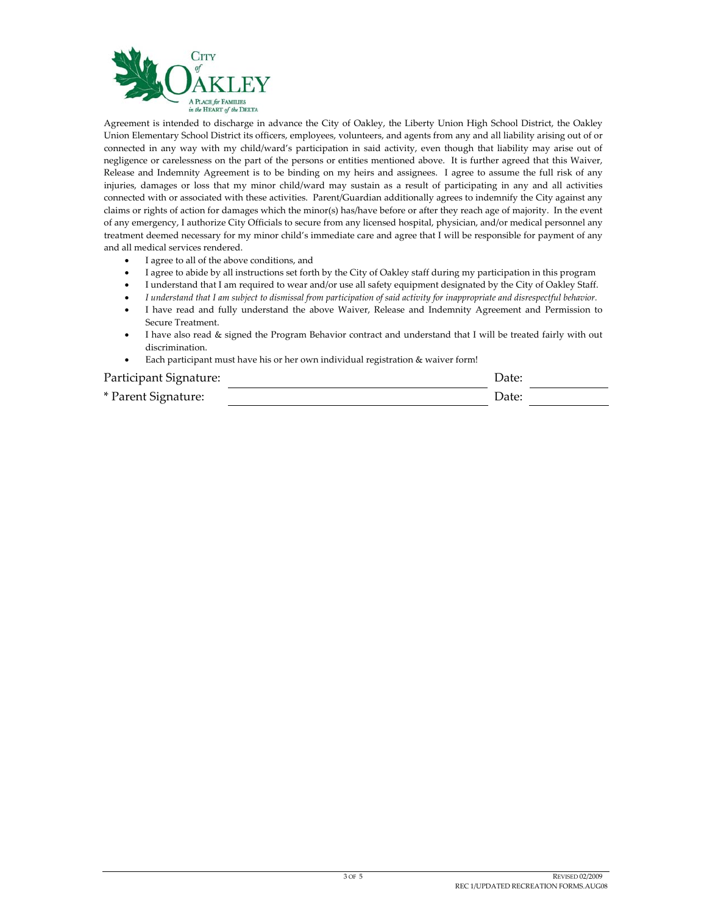Agreement is intended to discharge in advance the City of Oakley, the Liberty Union High School District, the Oakley Union Elementary School District its officers, employees, volunteers, and agents from any and all liability arising out of or connected in any way with my child/ward's participation in said activity, even though that liability may arise out of negligence or carelessness on the part of the persons or entities mentioned above. It is further agreed that this Waiver, Release and Indemnity Agreement is to be binding on my heirs and assignees. I agree to assume the full risk of any injuries, damages or loss that my minor child/ward may sustain as a result of participating in any and all activities connected with or associated with these activities. Parent/Guardian additionally agrees to indemnify the City against any claims or rights of action for damages which the minor(s) has/have before or after they reach age of majority. In the event of any emergency, I authorize City Officials to secure from any licensed hospital, physician, and/or medical personnel any treatment deemed necessary for my minor child's immediate care and agree that I will be responsible for payment of any and all medical services rendered.

- I agree to all of the above conditions, and
- I agree to abide by all instructions set forth by the City of Oakley staff during my participation in this program
- I understand that I am required to wear and/or use all safety equipment designated by the City of Oakley Staff.
- *I understand that I am subject to dismissal from participation of said activity for inappropriate and disrespectful behavior.*
- I have read and fully understand the above Waiver, Release and Indemnity Agreement and Permission to Secure Treatment.
- I have also read & signed the Program Behavior contract and understand that I will be treated fairly with out discrimination.
- Each participant must have his or her own individual registration & waiver form!

Participant Signature: ______________________________ Date: __________

* Parent Signature: ______________________________ Date: __________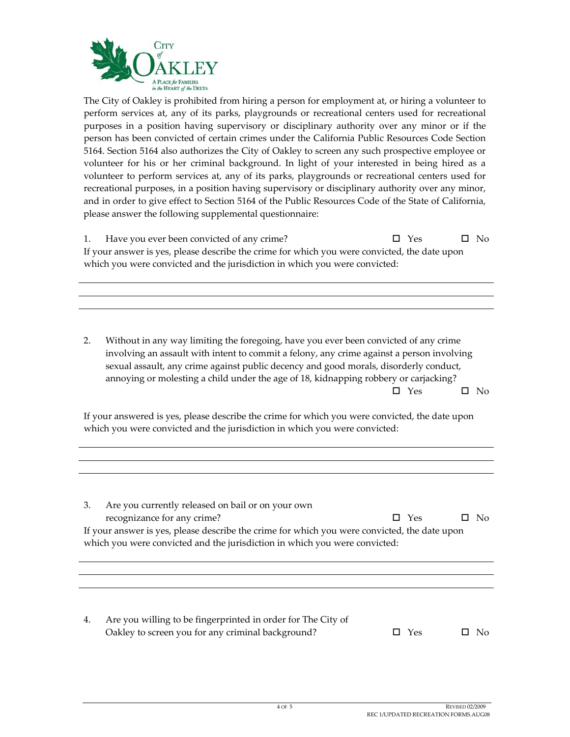The City of Oakley is prohibited from hiring a person for employment at, or hiring a volunteer to perform services at, any of its parks, playgrounds or recreational centers used for recreational purposes in a position having supervisory or disciplinary authority over any minor or if the person has been convicted of certain crimes under the California Public Resources Code Section 5164. Section 5164 also authorizes the City of Oakley to screen any such prospective employee or volunteer for his or her criminal background. In light of your interested in being hired as a volunteer to perform services at, any of its parks, playgrounds or recreational centers used for recreational purposes, in a position having supervisory or disciplinary authority over any minor, and in order to give effect to Section 5164 of the Public Resources Code of the State of California, please answer the following supplemental questionnaire:

1. Have you ever been convicted of any crime? ☐ Yes ☐ No

If your answer is yes, please describe the crime for which you were convicted, the date upon which you were convicted and the jurisdiction in which you were convicted:

______________________________________________________________________

______________________________________________________________________

______________________________________________________________________

2. Without in any way limiting the foregoing, have you ever been convicted of any crime involving an assault with intent to commit a felony, any crime against a person involving sexual assault, any crime against public decency and good morals, disorderly conduct, annoying or molesting a child under the age of 18, kidnapping robbery or carjacking? ☐ Yes ☐ No

If your answered is yes, please describe the crime for which you were convicted, the date upon which you were convicted and the jurisdiction in which you were convicted:

______________________________________________________________________

______________________________________________________________________

______________________________________________________________________

3. Are you currently released on bail or on your own recognizance for any crime? ☐ Yes ☐ No

If your answer is yes, please describe the crime for which you were convicted, the date upon which you were convicted and the jurisdiction in which you were convicted:

______________________________________________________________________

______________________________________________________________________

______________________________________________________________________

4. Are you willing to be fingerprinted in order for The City of Oakley to screen you for any criminal background? ☐ Yes ☐ No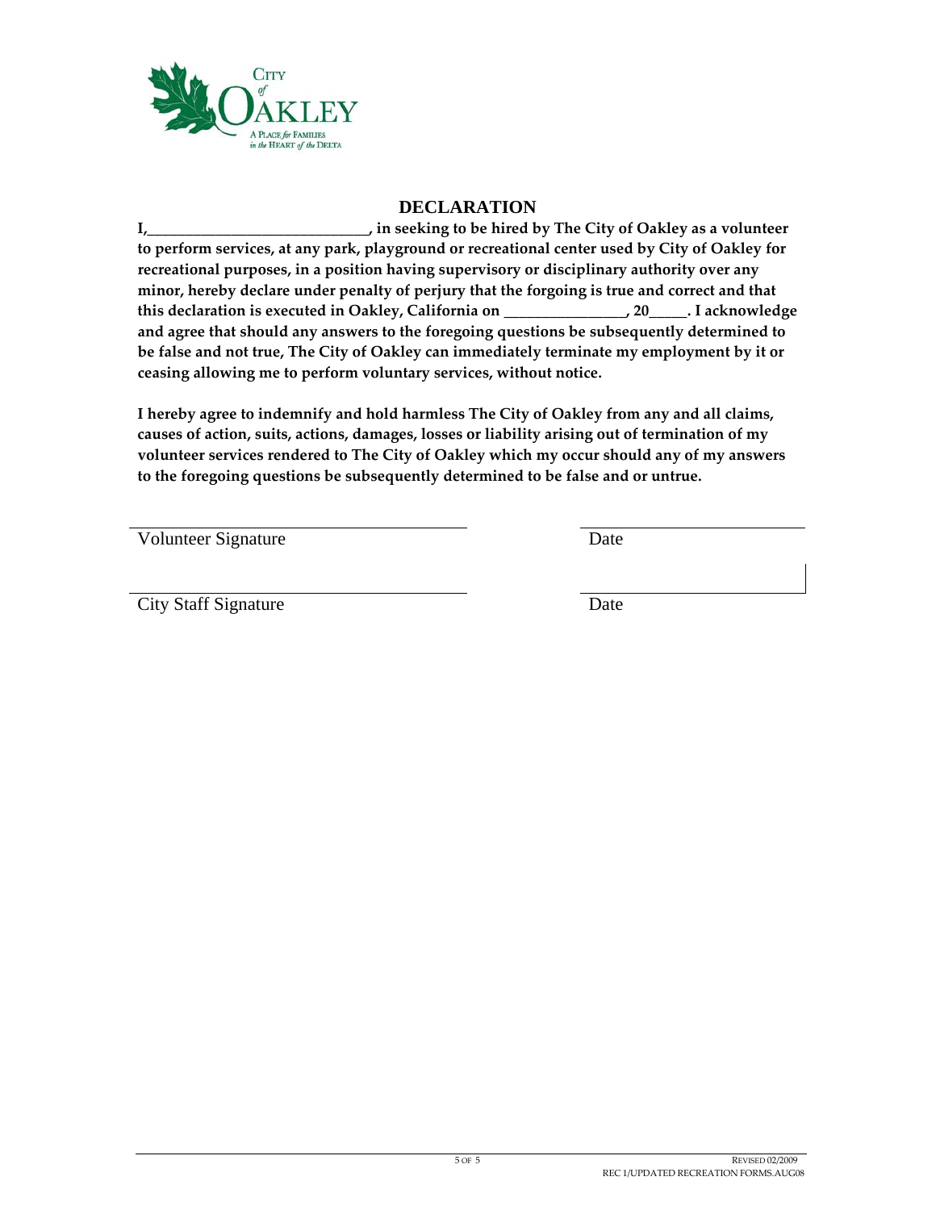CITY of OAKLEY
A PLACE for FAMILIES in the HEART of the DELTA

## DECLARATION

**I,_____________________________, in seeking to be hired by The City of Oakley as a volunteer to perform services, at any park, playground or recreational center used by City of Oakley for recreational purposes, in a position having supervisory or disciplinary authority over any minor, hereby declare under penalty of perjury that the forgoing is true and correct and that this declaration is executed in Oakley, California on ________________, 20_____. I acknowledge and agree that should any answers to the foregoing questions be subsequently determined to be false and not true, The City of Oakley can immediately terminate my employment by it or ceasing allowing me to perform voluntary services, without notice.**

**I hereby agree to indemnify and hold harmless The City of Oakley from any and all claims, causes of action, suits, actions, damages, losses or liability arising out of termination of my volunteer services rendered to The City of Oakley which my occur should any of my answers to the foregoing questions be subsequently determined to be false and or untrue.**

______________________________ ______________________

Volunteer Signature Date

______________________________ ______________________

City Staff Signature Date

REVISED 02/2009
REC 1/UPDATED RECREATION FORMS.AUG08